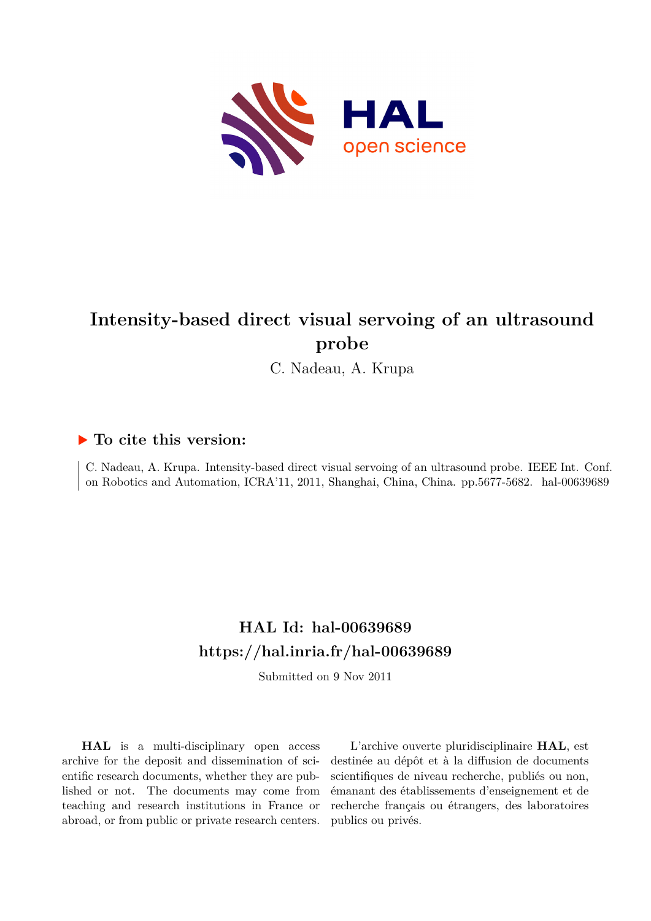# Intensity-based direct visual servoing of an ultrasound probe

C. Nadeau, A. Krupa

### ▶ To cite this version:

C. Nadeau, A. Krupa. Intensity-based direct visual servoing of an ultrasound probe. IEEE Int. Conf. on Robotics and Automation, ICRA'11, 2011, Shanghai, China, China. pp.5677-5682. hal-00639689

## HAL Id: hal-00639689
## https://hal.inria.fr/hal-00639689

Submitted on 9 Nov 2011

**HAL** is a multi-disciplinary open access archive for the deposit and dissemination of scientific research documents, whether they are published or not. The documents may come from teaching and research institutions in France or abroad, or from public or private research centers.

L'archive ouverte pluridisciplinaire **HAL**, est destinée au dépôt et à la diffusion de documents scientifiques de niveau recherche, publiés ou non, émanant des établissements d'enseignement et de recherche français ou étrangers, des laboratoires publics ou privés.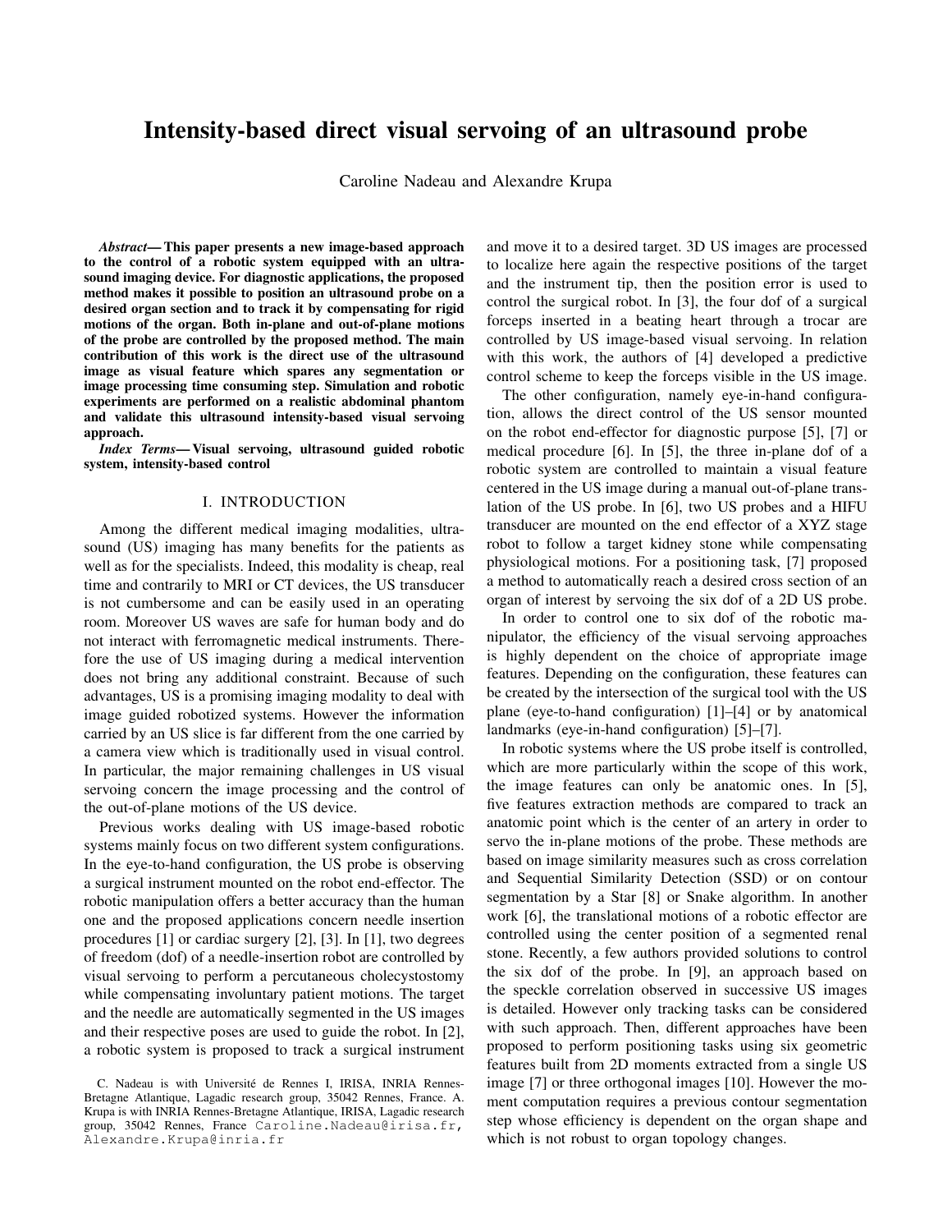# Intensity-based direct visual servoing of an ultrasound probe

Caroline Nadeau and Alexandre Krupa

***Abstract*— This paper presents a new image-based approach to the control of a robotic system equipped with an ultrasound imaging device. For diagnostic applications, the proposed method makes it possible to position an ultrasound probe on a desired organ section and to track it by compensating for rigid motions of the organ. Both in-plane and out-of-plane motions of the probe are controlled by the proposed method. The main contribution of this work is the direct use of the ultrasound image as visual feature which spares any segmentation or image processing time consuming step. Simulation and robotic experiments are performed on a realistic abdominal phantom and validate this ultrasound intensity-based visual servoing approach.**

***Index Terms*— Visual servoing, ultrasound guided robotic system, intensity-based control**

## I. INTRODUCTION

Among the different medical imaging modalities, ultrasound (US) imaging has many benefits for the patients as well as for the specialists. Indeed, this modality is cheap, real time and contrarily to MRI or CT devices, the US transducer is not cumbersome and can be easily used in an operating room. Moreover US waves are safe for human body and do not interact with ferromagnetic medical instruments. Therefore the use of US imaging during a medical intervention does not bring any additional constraint. Because of such advantages, US is a promising imaging modality to deal with image guided robotized systems. However the information carried by an US slice is far different from the one carried by a camera view which is traditionally used in visual control. In particular, the major remaining challenges in US visual servoing concern the image processing and the control of the out-of-plane motions of the US device.

Previous works dealing with US image-based robotic systems mainly focus on two different system configurations. In the eye-to-hand configuration, the US probe is observing a surgical instrument mounted on the robot end-effector. The robotic manipulation offers a better accuracy than the human one and the proposed applications concern needle insertion procedures [1] or cardiac surgery [2], [3]. In [1], two degrees of freedom (dof) of a needle-insertion robot are controlled by visual servoing to perform a percutaneous cholecystostomy while compensating involuntary patient motions. The target and the needle are automatically segmented in the US images and their respective poses are used to guide the robot. In [2], a robotic system is proposed to track a surgical instrument and move it to a desired target. 3D US images are processed to localize here again the respective positions of the target and the instrument tip, then the position error is used to control the surgical robot. In [3], the four dof of a surgical forceps inserted in a beating heart through a trocar are controlled by US image-based visual servoing. In relation with this work, the authors of [4] developed a predictive control scheme to keep the forceps visible in the US image.

The other configuration, namely eye-in-hand configuration, allows the direct control of the US sensor mounted on the robot end-effector for diagnostic purpose [5], [7] or medical procedure [6]. In [5], the three in-plane dof of a robotic system are controlled to maintain a visual feature centered in the US image during a manual out-of-plane translation of the US probe. In [6], two US probes and a HIFU transducer are mounted on the end effector of a XYZ stage robot to follow a target kidney stone while compensating physiological motions. For a positioning task, [7] proposed a method to automatically reach a desired cross section of an organ of interest by servoing the six dof of a 2D US probe.

In order to control one to six dof of the robotic manipulator, the efficiency of the visual servoing approaches is highly dependent on the choice of appropriate image features. Depending on the configuration, these features can be created by the intersection of the surgical tool with the US plane (eye-to-hand configuration) [1]–[4] or by anatomical landmarks (eye-in-hand configuration) [5]–[7].

In robotic systems where the US probe itself is controlled, which are more particularly within the scope of this work, the image features can only be anatomic ones. In [5], five features extraction methods are compared to track an anatomic point which is the center of an artery in order to servo the in-plane motions of the probe. These methods are based on image similarity measures such as cross correlation and Sequential Similarity Detection (SSD) or on contour segmentation by a Star [8] or Snake algorithm. In another work [6], the translational motions of a robotic effector are controlled using the center position of a segmented renal stone. Recently, a few authors provided solutions to control the six dof of the probe. In [9], an approach based on the speckle correlation observed in successive US images is detailed. However only tracking tasks can be considered with such approach. Then, different approaches have been proposed to perform positioning tasks using six geometric features built from 2D moments extracted from a single US image [7] or three orthogonal images [10]. However the moment computation requires a previous contour segmentation step whose efficiency is dependent on the organ shape and which is not robust to organ topology changes.

C. Nadeau is with Université de Rennes I, IRISA, INRIA Rennes-Bretagne Atlantique, Lagadic research group, 35042 Rennes, France. A. Krupa is with INRIA Rennes-Bretagne Atlantique, IRISA, Lagadic research group, 35042 Rennes, France Caroline.Nadeau@irisa.fr, Alexandre.Krupa@inria.fr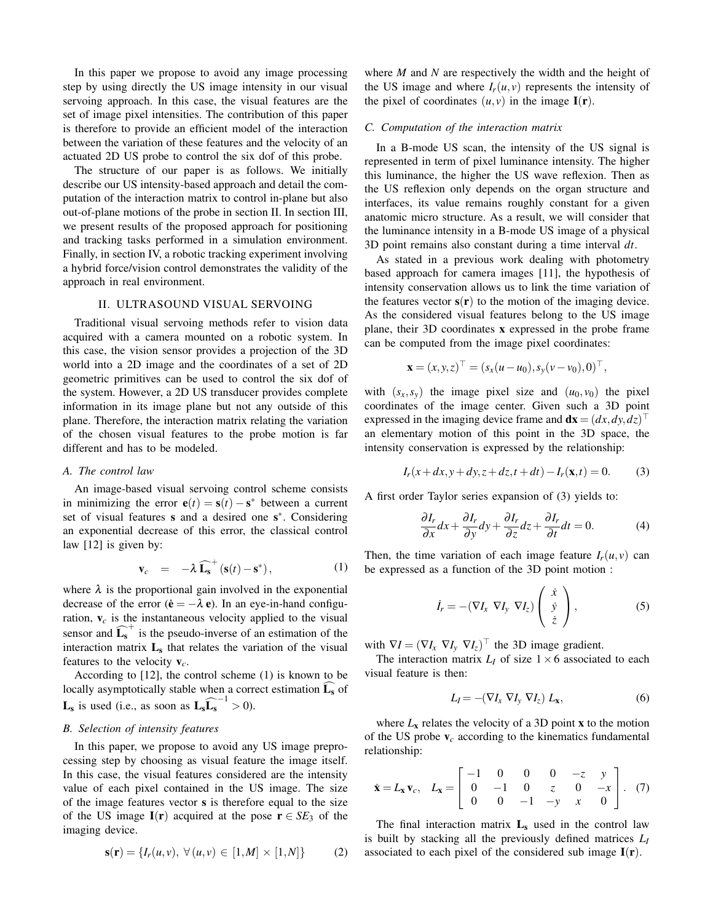In this paper we propose to avoid any image processing step by using directly the US image intensity in our visual servoing approach. In this case, the visual features are the set of image pixel intensities. The contribution of this paper is therefore to provide an efficient model of the interaction between the variation of these features and the velocity of an actuated 2D US probe to control the six dof of this probe.

The structure of our paper is as follows. We initially describe our US intensity-based approach and detail the computation of the interaction matrix to control in-plane but also out-of-plane motions of the probe in section II. In section III, we present results of the proposed approach for positioning and tracking tasks performed in a simulation environment. Finally, in section IV, a robotic tracking experiment involving a hybrid force/vision control demonstrates the validity of the approach in real environment.

## II. ULTRASOUND VISUAL SERVOING

Traditional visual servoing methods refer to vision data acquired with a camera mounted on a robotic system. In this case, the vision sensor provides a projection of the 3D world into a 2D image and the coordinates of a set of 2D geometric primitives can be used to control the six dof of the system. However, a 2D US transducer provides complete information in its image plane but not any outside of this plane. Therefore, the interaction matrix relating the variation of the chosen visual features to the probe motion is far different and has to be modeled.

### A. The control law

An image-based visual servoing control scheme consists in minimizing the error $\mathbf{e}(t) = \mathbf{s}(t) - \mathbf{s}^*$ between a current set of visual features $\mathbf{s}$ and a desired one $\mathbf{s}^*$. Considering an exponential decrease of this error, the classical control law [12] is given by:

$$\mathbf{v}_c \quad = \quad -\lambda \, \widehat{\mathbf{L_s}}^+ \left(\mathbf{s}(t) - \mathbf{s}^*\right), \tag{1}$$

where $\lambda$ is the proportional gain involved in the exponential decrease of the error ($\dot{\mathbf{e}} = -\lambda \, \mathbf{e}$). In an eye-in-hand configuration, $\mathbf{v}_c$ is the instantaneous velocity applied to the visual sensor and $\widehat{\mathbf{L_s}}^+$ is the pseudo-inverse of an estimation of the interaction matrix $\mathbf{L_s}$ that relates the variation of the visual features to the velocity $\mathbf{v}_c$.

According to [12], the control scheme (1) is known to be locally asymptotically stable when a correct estimation $\widehat{\mathbf{L_s}}$ of $\mathbf{L_s}$ is used (i.e., as soon as $\mathbf{L_s}\widehat{\mathbf{L_s}}^{-1} > 0$).

### B. Selection of intensity features

In this paper, we propose to avoid any US image preprocessing step by choosing as visual feature the image itself. In this case, the visual features considered are the intensity value of each pixel contained in the US image. The size of the image features vector $\mathbf{s}$ is therefore equal to the size of the US image $\mathbf{I}(\mathbf{r})$ acquired at the pose $\mathbf{r} \in SE_3$ of the imaging device.

$$\mathbf{s}(\mathbf{r}) = \{I_r(u,v), \; \forall \, (u,v) \, \in \, [1,M] \, \times \, [1,N]\} \tag{2}$$

where $M$ and $N$ are respectively the width and the height of the US image and where $I_r(u,v)$ represents the intensity of the pixel of coordinates $(u,v)$ in the image $\mathbf{I}(\mathbf{r})$.

### C. Computation of the interaction matrix

In a B-mode US scan, the intensity of the US signal is represented in term of pixel luminance intensity. The higher this luminance, the higher the US wave reflexion. Then as the US reflexion only depends on the organ structure and interfaces, its value remains roughly constant for a given anatomic micro structure. As a result, we will consider that the luminance intensity in a B-mode US image of a physical 3D point remains also constant during a time interval $dt$.

As stated in a previous work dealing with photometry based approach for camera images [11], the hypothesis of intensity conservation allows us to link the time variation of the features vector $\mathbf{s}(\mathbf{r})$ to the motion of the imaging device. As the considered visual features belong to the US image plane, their 3D coordinates $\mathbf{x}$ expressed in the probe frame can be computed from the image pixel coordinates:

$$\mathbf{x} = (x,y,z)^\top = (s_x(u-u_0), s_y(v-v_0), 0)^\top,$$

with $(s_x, s_y)$ the image pixel size and $(u_0, v_0)$ the pixel coordinates of the image center. Given such a 3D point expressed in the imaging device frame and $\mathbf{dx} = (dx, dy, dz)^\top$ an elementary motion of this point in the 3D space, the intensity conservation is expressed by the relationship:

$$I_r(x+dx, y+dy, z+dz, t+dt) - I_r(\mathbf{x}, t) = 0. \tag{3}$$

A first order Taylor series expansion of (3) yields to:

$$\frac{\partial I_r}{\partial x}dx + \frac{\partial I_r}{\partial y}dy + \frac{\partial I_r}{\partial z}dz + \frac{\partial I_r}{\partial t}dt = 0. \tag{4}$$

Then, the time variation of each image feature $I_r(u,v)$ can be expressed as a function of the 3D point motion :

$$\dot{I}_r = -(\nabla I_x \;\, \nabla I_y \;\, \nabla I_z) \begin{pmatrix} \dot{x} \\ \dot{y} \\ \dot{z} \end{pmatrix}, \tag{5}$$

with $\nabla I = (\nabla I_x \;\, \nabla I_y \;\, \nabla I_z)^\top$ the 3D image gradient.

The interaction matrix $L_I$ of size $1 \times 6$ associated to each visual feature is then:

$$L_I = -(\nabla I_x \;\, \nabla I_y \;\, \nabla I_z) \; L_{\mathbf{x}}, \tag{6}$$

where $L_{\mathbf{x}}$ relates the velocity of a 3D point $\mathbf{x}$ to the motion of the US probe $\mathbf{v}_c$ according to the kinematics fundamental relationship:

$$\dot{\mathbf{x}} = L_{\mathbf{x}} \, \mathbf{v}_c, \quad L_{\mathbf{x}} = \begin{bmatrix} -1 & 0 & 0 & 0 & -z & y \\ 0 & -1 & 0 & z & 0 & -x \\ 0 & 0 & -1 & -y & x & 0 \end{bmatrix}. \tag{7}$$

The final interaction matrix $\mathbf{L_s}$ used in the control law is built by stacking all the previously defined matrices $L_I$ associated to each pixel of the considered sub image $\mathbf{I}(\mathbf{r})$.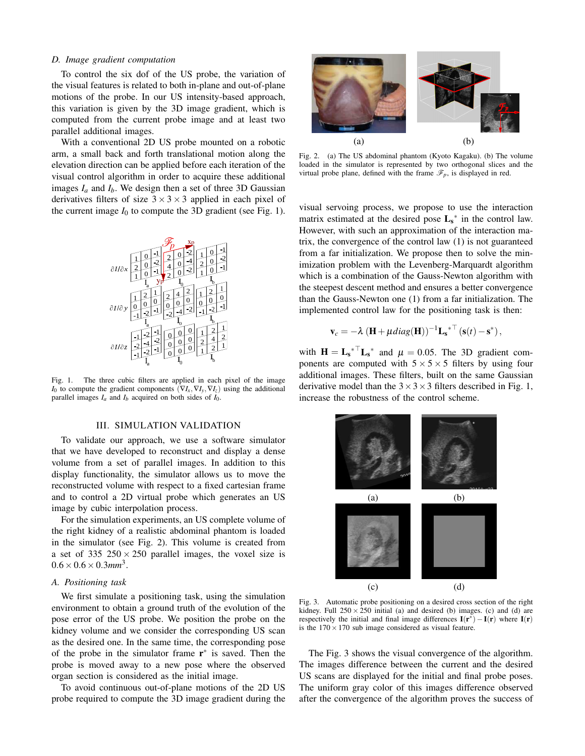### D. Image gradient computation

To control the six dof of the US probe, the variation of the visual features is related to both in-plane and out-of-plane motions of the probe. In our US intensity-based approach, this variation is given by the 3D image gradient, which is computed from the current probe image and at least two parallel additional images.

With a conventional 2D US probe mounted on a robotic arm, a small back and forth translational motion along the elevation direction can be applied before each iteration of the visual control algorithm in order to acquire these additional images $I_a$ and $I_b$. We design then a set of three 3D Gaussian derivatives filters of size $3 \times 3 \times 3$ applied in each pixel of the current image $I_0$ to compute the 3D gradient (see Fig. 1).

Fig. 1. The three cubic filters are applied in each pixel of the image $I_0$ to compute the gradient components $(\nabla I_x, \nabla I_y, \nabla I_z)$ using the additional parallel images $I_a$ and $I_b$ acquired on both sides of $I_0$.

## III. SIMULATION VALIDATION

To validate our approach, we use a software simulator that we have developed to reconstruct and display a dense volume from a set of parallel images. In addition to this display functionality, the simulator allows us to move the reconstructed volume with respect to a fixed cartesian frame and to control a 2D virtual probe which generates an US image by cubic interpolation process.

For the simulation experiments, an US complete volume of the right kidney of a realistic abdominal phantom is loaded in the simulator (see Fig. 2). This volume is created from a set of 335 $250 \times 250$ parallel images, the voxel size is $0.6 \times 0.6 \times 0.3 mm^3$.

### A. Positioning task

We first simulate a positioning task, using the simulation environment to obtain a ground truth of the evolution of the pose error of the US probe. We position the probe on the kidney volume and we consider the corresponding US scan as the desired one. In the same time, the corresponding pose of the probe in the simulator frame $\mathbf{r}^*$ is saved. Then the probe is moved away to a new pose where the observed organ section is considered as the initial image.

To avoid continuous out-of-plane motions of the 2D US probe required to compute the 3D image gradient during the visual servoing process, we propose to use the interaction matrix estimated at the desired pose $\mathbf{L_s}^*$ in the control law. However, with such an approximation of the interaction matrix, the convergence of the control law (1) is not guaranteed from a far initialization. We propose then to solve the minimization problem with the Levenberg-Marquardt algorithm which is a combination of the Gauss-Newton algorithm with the steepest descent method and ensures a better convergence than the Gauss-Newton one (1) from a far initialization. The implemented control law for the positioning task is then:

$$\mathbf{v}_c = -\lambda \left(\mathbf{H} + \mu diag(\mathbf{H})\right)^{-1} \mathbf{L_s}^{*\top} (\mathbf{s}(t) - \mathbf{s}^*),$$

with $\mathbf{H} = \mathbf{L_s}^{*\top} \mathbf{L_s}^*$ and $\mu = 0.05$. The 3D gradient components are computed with $5 \times 5 \times 5$ filters by using four additional images. These filters, built on the same Gaussian derivative model than the $3 \times 3 \times 3$ filters described in Fig. 1, increase the robustness of the control scheme.

Fig. 2. (a) The US abdominal phantom (Kyoto Kagaku). (b) The volume loaded in the simulator is represented by two orthogonal slices and the virtual probe plane, defined with the frame $\mathcal{F}_p$, is displayed in red.

Fig. 3. Automatic probe positioning on a desired cross section of the right kidney. Full $250 \times 250$ initial (a) and desired (b) images. (c) and (d) are respectively the initial and final image differences $\mathbf{I}(\mathbf{r}^*) - \mathbf{I}(\mathbf{r})$ where $\mathbf{I}(\mathbf{r})$ is the $170 \times 170$ sub image considered as visual feature.

The Fig. 3 shows the visual convergence of the algorithm. The images difference between the current and the desired US scans are displayed for the initial and final probe poses. The uniform gray color of this images difference observed after the convergence of the algorithm proves the success of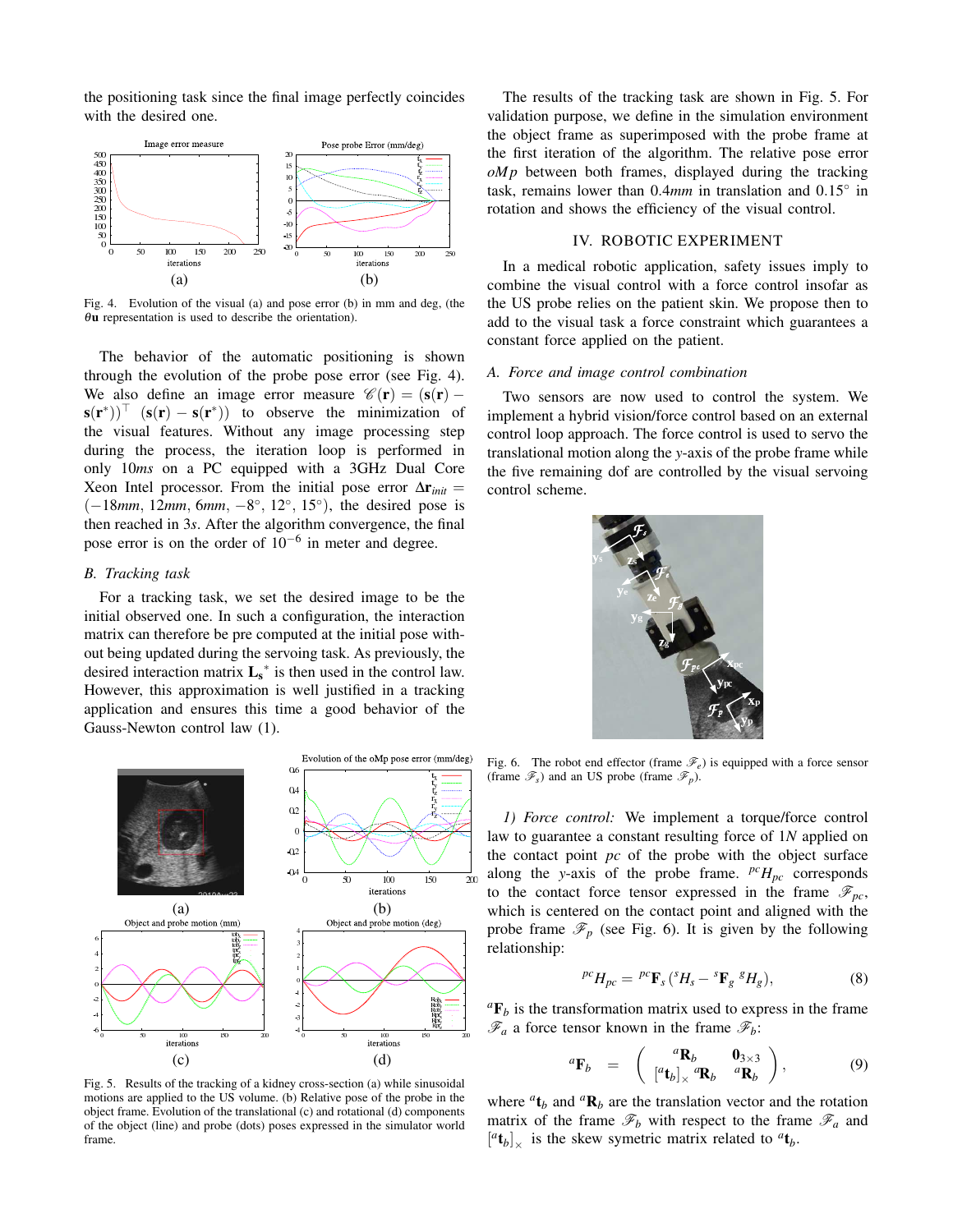the positioning task since the final image perfectly coincides with the desired one.

Fig. 4. Evolution of the visual (a) and pose error (b) in mm and deg, (the $\theta\mathbf{u}$ representation is used to describe the orientation).

The behavior of the automatic positioning is shown through the evolution of the probe pose error (see Fig. 4). We also define an image error measure $\mathscr{C}(\mathbf{r}) = (\mathbf{s}(\mathbf{r}) - \mathbf{s}(\mathbf{r}^*))^\top (\mathbf{s}(\mathbf{r}) - \mathbf{s}(\mathbf{r}^*))$ to observe the minimization of the visual features. Without any image processing step during the process, the iteration loop is performed in only 10*ms* on a PC equipped with a 3GHz Dual Core Xeon Intel processor. From the initial pose error $\Delta\mathbf{r}_{init} = (-18mm, 12mm, 6mm, -8°, 12°, 15°)$, the desired pose is then reached in 3*s*. After the algorithm convergence, the final pose error is on the order of $10^{-6}$ in meter and degree.

### *B. Tracking task*

For a tracking task, we set the desired image to be the initial observed one. In such a configuration, the interaction matrix can therefore be pre computed at the initial pose without being updated during the servoing task. As previously, the desired interaction matrix $\mathbf{L_s}^*$ is then used in the control law. However, this approximation is well justified in a tracking application and ensures this time a good behavior of the Gauss-Newton control law (1).

Fig. 5. Results of the tracking of a kidney cross-section (a) while sinusoidal motions are applied to the US volume. (b) Relative pose of the probe in the object frame. Evolution of the translational (c) and rotational (d) components of the object (line) and probe (dots) poses expressed in the simulator world frame.

The results of the tracking task are shown in Fig. 5. For validation purpose, we define in the simulation environment the object frame as superimposed with the probe frame at the first iteration of the algorithm. The relative pose error *oMp* between both frames, displayed during the tracking task, remains lower than 0.4*mm* in translation and 0.15° in rotation and shows the efficiency of the visual control.

## IV. ROBOTIC EXPERIMENT

In a medical robotic application, safety issues imply to combine the visual control with a force control insofar as the US probe relies on the patient skin. We propose then to add to the visual task a force constraint which guarantees a constant force applied on the patient.

### *A. Force and image control combination*

Two sensors are now used to control the system. We implement a hybrid vision/force control based on an external control loop approach. The force control is used to servo the translational motion along the *y*-axis of the probe frame while the five remaining dof are controlled by the visual servoing control scheme.

Fig. 6. The robot end effector (frame $\mathscr{F}_e$) is equipped with a force sensor (frame $\mathscr{F}_s$) and an US probe (frame $\mathscr{F}_p$).

*1) Force control:* We implement a torque/force control law to guarantee a constant resulting force of 1*N* applied on the contact point *pc* of the probe with the object surface along the *y*-axis of the probe frame. ${}^{pc}H_{pc}$ corresponds to the contact force tensor expressed in the frame $\mathscr{F}_{pc}$, which is centered on the contact point and aligned with the probe frame $\mathscr{F}_p$ (see Fig. 6). It is given by the following relationship:

$$
{}^{pc}H_{pc} = {}^{pc}\mathbf{F}_s\,({}^{s}H_s - {}^{s}\mathbf{F}_g\,{}^{g}H_g), \tag{8}
$$

${}^{a}\mathbf{F}_b$ is the transformation matrix used to express in the frame $\mathscr{F}_a$ a force tensor known in the frame $\mathscr{F}_b$:

$$
{}^{a}\mathbf{F}_b = \begin{pmatrix} {}^{a}\mathbf{R}_b & \mathbf{0}_{3\times3} \\ [{}^{a}\mathbf{t}_b]_\times\,{}^{a}\mathbf{R}_b & {}^{a}\mathbf{R}_b \end{pmatrix}, \tag{9}
$$

where ${}^{a}\mathbf{t}_b$ and ${}^{a}\mathbf{R}_b$ are the translation vector and the rotation matrix of the frame $\mathscr{F}_b$ with respect to the frame $\mathscr{F}_a$ and $[{}^{a}\mathbf{t}_b]_\times$ is the skew symetric matrix related to ${}^{a}\mathbf{t}_b$.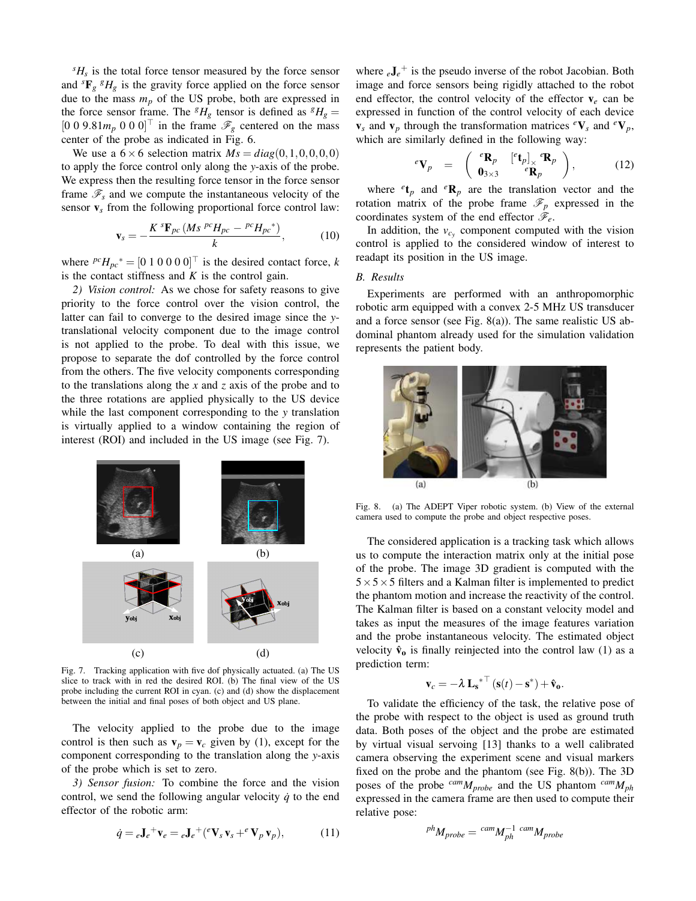${}^{s}H_s$ is the total force tensor measured by the force sensor and ${}^{s}\mathbf{F}_g\,{}^{g}H_g$ is the gravity force applied on the force sensor due to the mass $m_p$ of the US probe, both are expressed in the force sensor frame. The ${}^{g}H_g$ tensor is defined as ${}^{g}H_g = [0\ 0\ 9.81m_p\ 0\ 0\ 0]^\top$ in the frame $\mathscr{F}_g$ centered on the mass center of the probe as indicated in Fig. 6.

We use a $6\times 6$ selection matrix $Ms = diag(0,1,0,0,0,0)$ to apply the force control only along the $y$-axis of the probe. We express then the resulting force tensor in the force sensor frame $\mathscr{F}_s$ and we compute the instantaneous velocity of the sensor $\mathbf{v}_s$ from the following proportional force control law:

$$\mathbf{v}_s = -\frac{K\,{}^{s}\mathbf{F}_{pc}\,(Ms\,{}^{pc}H_{pc} - {}^{pc}H_{pc}{}^{*})}{k}, \tag{10}$$

where ${}^{pc}H_{pc}{}^{*} = [0\ 1\ 0\ 0\ 0\ 0]^\top$ is the desired contact force, $k$ is the contact stiffness and $K$ is the control gain.

*2) Vision control:* As we chose for safety reasons to give priority to the force control over the vision control, the latter can fail to converge to the desired image since the $y$-translational velocity component due to the image control is not applied to the probe. To deal with this issue, we propose to separate the dof controlled by the force control from the others. The five velocity components corresponding to the translations along the $x$ and $z$ axis of the probe and to the three rotations are applied physically to the US device while the last component corresponding to the $y$ translation is virtually applied to a window containing the region of interest (ROI) and included in the US image (see Fig. 7).

Fig. 7. Tracking application with five dof physically actuated. (a) The US slice to track with in red the desired ROI. (b) The final view of the US probe including the current ROI in cyan. (c) and (d) show the displacement between the initial and final poses of both object and US plane.

The velocity applied to the probe due to the image control is then such as $\mathbf{v}_p = \mathbf{v}_c$ given by (1), except for the component corresponding to the translation along the $y$-axis of the probe which is set to zero.

*3) Sensor fusion:* To combine the force and the vision control, we send the following angular velocity $\dot{q}$ to the end effector of the robotic arm:

$$\dot{q} = {}_{e}\mathbf{J}_e{}^{+}\mathbf{v}_e = {}_{e}\mathbf{J}_e{}^{+}({}^{e}\mathbf{V}_s\,\mathbf{v}_s + {}^{e}\mathbf{V}_p\,\mathbf{v}_p), \tag{11}$$

where ${}_{e}\mathbf{J}_e{}^{+}$ is the pseudo inverse of the robot Jacobian. Both image and force sensors being rigidly attached to the robot end effector, the control velocity of the effector $\mathbf{v}_e$ can be expressed in function of the control velocity of each device $\mathbf{v}_s$ and $\mathbf{v}_p$ through the transformation matrices ${}^{e}\mathbf{V}_s$ and ${}^{e}\mathbf{V}_p$, which are similarly defined in the following way:

$${}^{e}\mathbf{V}_p = \begin{pmatrix} {}^{e}\mathbf{R}_p & [{}^{e}\mathbf{t}_p]_\times\,{}^{e}\mathbf{R}_p \\ \mathbf{0}_{3\times 3} & {}^{e}\mathbf{R}_p \end{pmatrix}, \tag{12}$$

where ${}^{e}\mathbf{t}_p$ and ${}^{e}\mathbf{R}_p$ are the translation vector and the rotation matrix of the probe frame $\mathscr{F}_p$ expressed in the coordinates system of the end effector $\mathscr{F}_e$.

In addition, the $v_{c_y}$ component computed with the vision control is applied to the considered window of interest to readapt its position in the US image.

### B. Results

Experiments are performed with an anthropomorphic robotic arm equipped with a convex 2-5 MHz US transducer and a force sensor (see Fig. 8(a)). The same realistic US abdominal phantom already used for the simulation validation represents the patient body.

Fig. 8. (a) The ADEPT Viper robotic system. (b) View of the external camera used to compute the probe and object respective poses.

The considered application is a tracking task which allows us to compute the interaction matrix only at the initial pose of the probe. The image 3D gradient is computed with the $5\times 5\times 5$ filters and a Kalman filter is implemented to predict the phantom motion and increase the reactivity of the control. The Kalman filter is based on a constant velocity model and takes as input the measures of the image features variation and the probe instantaneous velocity. The estimated object velocity $\hat{\mathbf{v}}_{\mathbf{o}}$ is finally reinjected into the control law (1) as a prediction term:

$$\mathbf{v}_c = -\lambda\,\mathbf{L_s}^{*\top}(\mathbf{s}(t) - \mathbf{s}^*) + \hat{\mathbf{v}}_{\mathbf{o}}.$$

To validate the efficiency of the task, the relative pose of the probe with respect to the object is used as ground truth data. Both poses of the object and the probe are estimated by virtual visual servoing [13] thanks to a well calibrated camera observing the experiment scene and visual markers fixed on the probe and the phantom (see Fig. 8(b)). The 3D poses of the probe ${}^{cam}M_{probe}$ and the US phantom ${}^{cam}M_{ph}$ expressed in the camera frame are then used to compute their relative pose:

$${}^{ph}M_{probe} = {}^{cam}M_{ph}^{-1}\,{}^{cam}M_{probe}$$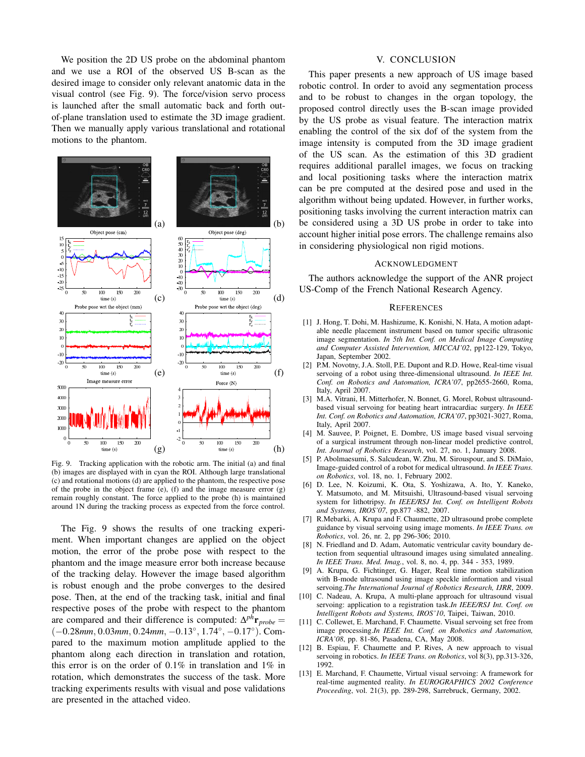We position the 2D US probe on the abdominal phantom and we use a ROI of the observed US B-scan as the desired image to consider only relevant anatomic data in the visual control (see Fig. 9). The force/vision servo process is launched after the small automatic back and forth out-of-plane translation used to estimate the 3D image gradient. Then we manually apply various translational and rotational motions to the phantom.

Fig. 9. Tracking application with the robotic arm. The initial (a) and final (b) images are displayed with in cyan the ROI. Although large translational (c) and rotational motions (d) are applied to the phantom, the respective pose of the probe in the object frame (e), (f) and the image measure error (g) remain roughly constant. The force applied to the probe (h) is maintained around 1N during the tracking process as expected from the force control.

The Fig. 9 shows the results of one tracking experiment. When important changes are applied on the object motion, the error of the probe pose with respect to the phantom and the image measure error both increase because of the tracking delay. However the image based algorithm is robust enough and the probe converges to the desired pose. Then, at the end of the tracking task, initial and final respective poses of the probe with respect to the phantom are compared and their difference is computed: $\Delta^{ph}\mathbf{r}_{probe} = (-0.28mm, 0.03mm, 0.24mm, -0.13^{\circ}, 1.74^{\circ}, -0.17^{\circ})$. Compared to the maximum motion amplitude applied to the phantom along each direction in translation and rotation, this error is on the order of 0.1% in translation and 1% in rotation, which demonstrates the success of the task. More tracking experiments results with visual and pose validations are presented in the attached video.

## V. CONCLUSION

This paper presents a new approach of US image based robotic control. In order to avoid any segmentation process and to be robust to changes in the organ topology, the proposed control directly uses the B-scan image provided by the US probe as visual feature. The interaction matrix enabling the control of the six dof of the system from the image intensity is computed from the 3D image gradient of the US scan. As the estimation of this 3D gradient requires additional parallel images, we focus on tracking and local positioning tasks where the interaction matrix can be pre computed at the desired pose and used in the algorithm without being updated. However, in further works, positioning tasks involving the current interaction matrix can be considered using a 3D US probe in order to take into account higher initial pose errors. The challenge remains also in considering physiological non rigid motions.

## ACKNOWLEDGMENT

The authors acknowledge the support of the ANR project US-Comp of the French National Research Agency.

## REFERENCES

[1] J. Hong, T. Dohi, M. Hashizume, K. Konishi, N. Hata, A motion adaptable needle placement instrument based on tumor specific ultrasonic image segmentation. *In 5th Int. Conf. on Medical Image Computing and Computer Assisted Intervention, MICCAI'02*, pp122-129, Tokyo, Japan, September 2002.

[2] P.M. Novotny, J.A. Stoll, P.E. Dupont and R.D. Howe, Real-time visual servoing of a robot using three-dimensional ultrasound. *In IEEE Int. Conf. on Robotics and Automation, ICRA'07*, pp2655-2660, Roma, Italy, April 2007.

[3] M.A. Vitrani, H. Mitterhofer, N. Bonnet, G. Morel, Robust ultrasound-based visual servoing for beating heart intracardiac surgery. *In IEEE Int. Conf. on Robotics and Automation, ICRA'07*, pp3021-3027, Roma, Italy, April 2007.

[4] M. Sauvee, P. Poignet, E. Dombre, US image based visual servoing of a surgical instrument through non-linear model predictive control, *Int. Journal of Robotics Research*, vol. 27, no. 1, January 2008.

[5] P. Abolmaesumi, S. Salcudean, W. Zhu, M. Sirouspour, and S. DiMaio, Image-guided control of a robot for medical ultrasound. *In IEEE Trans. on Robotics*, vol. 18, no. 1, February 2002.

[6] D. Lee, N. Koizumi, K. Ota, S. Yoshizawa, A. Ito, Y. Kaneko, Y. Matsumoto, and M. Mitsuishi, Ultrasound-based visual servoing system for lithotripsy. *In IEEE/RSJ Int. Conf. on Intelligent Robots and Systems, IROS'07*, pp.877 -882, 2007.

[7] R.Mebarki, A. Krupa and F. Chaumette, 2D ultrasound probe complete guidance by visual servoing using image moments. *In IEEE Trans. on Robotics*, vol. 26, nr. 2, pp 296-306; 2010.

[8] N. Friedland and D. Adam, Automatic ventricular cavity boundary detection from sequential ultrasound images using simulated annealing. *In IEEE Trans. Med. Imag.*, vol. 8, no. 4, pp. 344 - 353, 1989.

[9] A. Krupa, G. Fichtinger, G. Hager, Real time motion stabilization with B-mode ultrasound using image speckle information and visual servoing.*The International Journal of Robotics Research, IJRR*, 2009.

[10] C. Nadeau, A. Krupa, A multi-plane approach for ultrasound visual servoing: application to a registration task.*In IEEE/RSJ Int. Conf. on Intelligent Robots and Systems, IROS'10*, Taipei, Taiwan, 2010.

[11] C. Collewet, E. Marchand, F. Chaumette. Visual servoing set free from image processing.*In IEEE Int. Conf. on Robotics and Automation, ICRA'08*, pp. 81-86, Pasadena, CA, May 2008.

[12] B. Espiau, F. Chaumette and P. Rives, A new approach to visual servoing in robotics. *In IEEE Trans. on Robotics*, vol 8(3), pp.313-326, 1992.

[13] E. Marchand, F. Chaumette, Virtual visual servoing: A framework for real-time augmented reality. *In EUROGRAPHICS 2002 Conference Proceeding*, vol. 21(3), pp. 289-298, Sarrebruck, Germany, 2002.